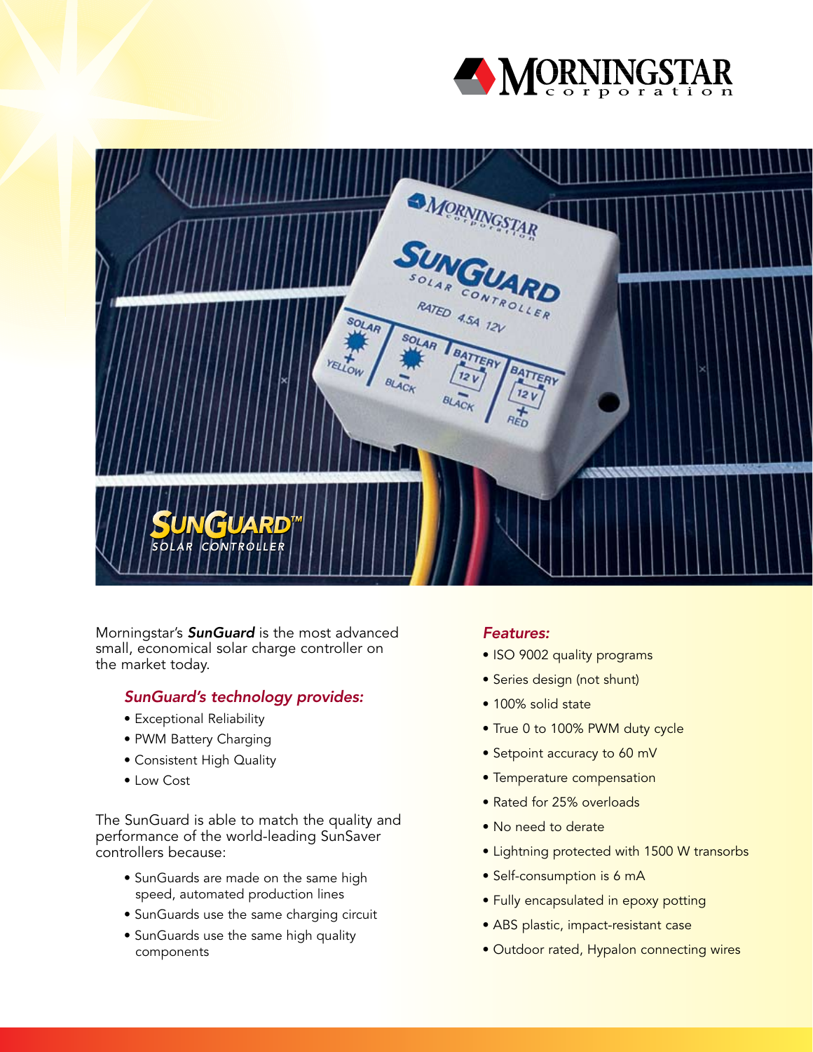# MORNINGSTAR corporation

# SUNGUARD™ SOLAR CONTROLLER

Morningstar's ***SunGuard*** is the most advanced small, economical solar charge controller on the market today.

### *SunGuard's technology provides:*

- Exceptional Reliability
- PWM Battery Charging
- Consistent High Quality
- Low Cost

The SunGuard is able to match the quality and performance of the world-leading SunSaver controllers because:

- SunGuards are made on the same high speed, automated production lines
- SunGuards use the same charging circuit
- SunGuards use the same high quality components

### *Features:*

- ISO 9002 quality programs
- Series design (not shunt)
- 100% solid state
- True 0 to 100% PWM duty cycle
- Setpoint accuracy to 60 mV
- Temperature compensation
- Rated for 25% overloads
- No need to derate
- Lightning protected with 1500 W transorbs
- Self-consumption is 6 mA
- Fully encapsulated in epoxy potting
- ABS plastic, impact-resistant case
- Outdoor rated, Hypalon connecting wires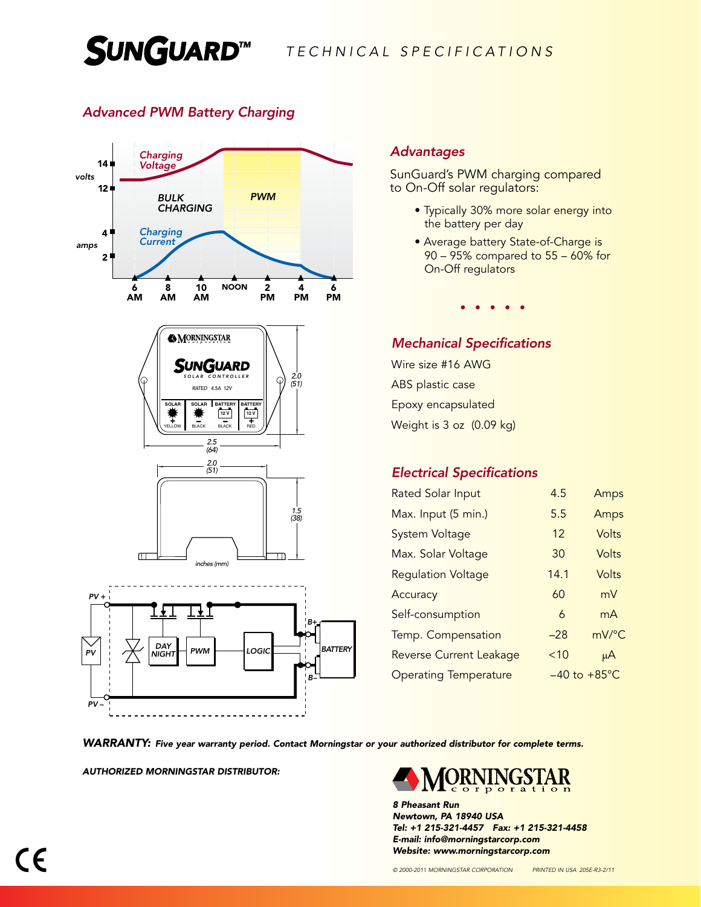# SUNGUARD™ TECHNICAL SPECIFICATIONS

## Advanced PWM Battery Charging

Charging Voltage

volts

14

12

BULK CHARGING

PWM

Charging Current

amps

4

2

6 AM 8 AM 10 AM NOON 2 PM 4 PM 6 PM

MORNINGSTAR corporation

SUNGUARD SOLAR CONTROLLER

RATED 4.5A 12V

SOLAR + YELLOW | SOLAR − BLACK | BATTERY 12 V − BLACK | BATTERY 12 V + RED

2.0 (51)

2.5 (64)

2.0 (51)

1.5 (38)

inches (mm)

PV + PV PV − DAY NIGHT PWM LOGIC B+ BATTERY B−

## Advantages

SunGuard's PWM charging compared to On-Off solar regulators:

- Typically 30% more solar energy into the battery per day
- Average battery State-of-Charge is 90 – 95% compared to 55 – 60% for On-Off regulators

## Mechanical Specifications

Wire size #16 AWG

ABS plastic case

Epoxy encapsulated

Weight is 3 oz (0.09 kg)

## Electrical Specifications

| | | |
|---|---|---|
| Rated Solar Input | 4.5 | Amps |
| Max. Input (5 min.) | 5.5 | Amps |
| System Voltage | 12 | Volts |
| Max. Solar Voltage | 30 | Volts |
| Regulation Voltage | 14.1 | Volts |
| Accuracy | 60 | mV |
| Self-consumption | 6 | mA |
| Temp. Compensation | –28 | mV/°C |
| Reverse Current Leakage | <10 | μA |
| Operating Temperature | –40 to +85°C | |

**WARRANTY:** ***Five year warranty period. Contact Morningstar or your authorized distributor for complete terms.***

***AUTHORIZED MORNINGSTAR DISTRIBUTOR:***

MORNINGSTAR corporation

***8 Pheasant Run***
***Newtown, PA 18940 USA***
***Tel: +1 215-321-4457 Fax: +1 215-321-4458***
***E-mail: info@morningstarcorp.com***
***Website: www.morningstarcorp.com***

*© 2000-2011 MORNINGSTAR CORPORATION PRINTED IN USA 205E-R3-2/11*

CE